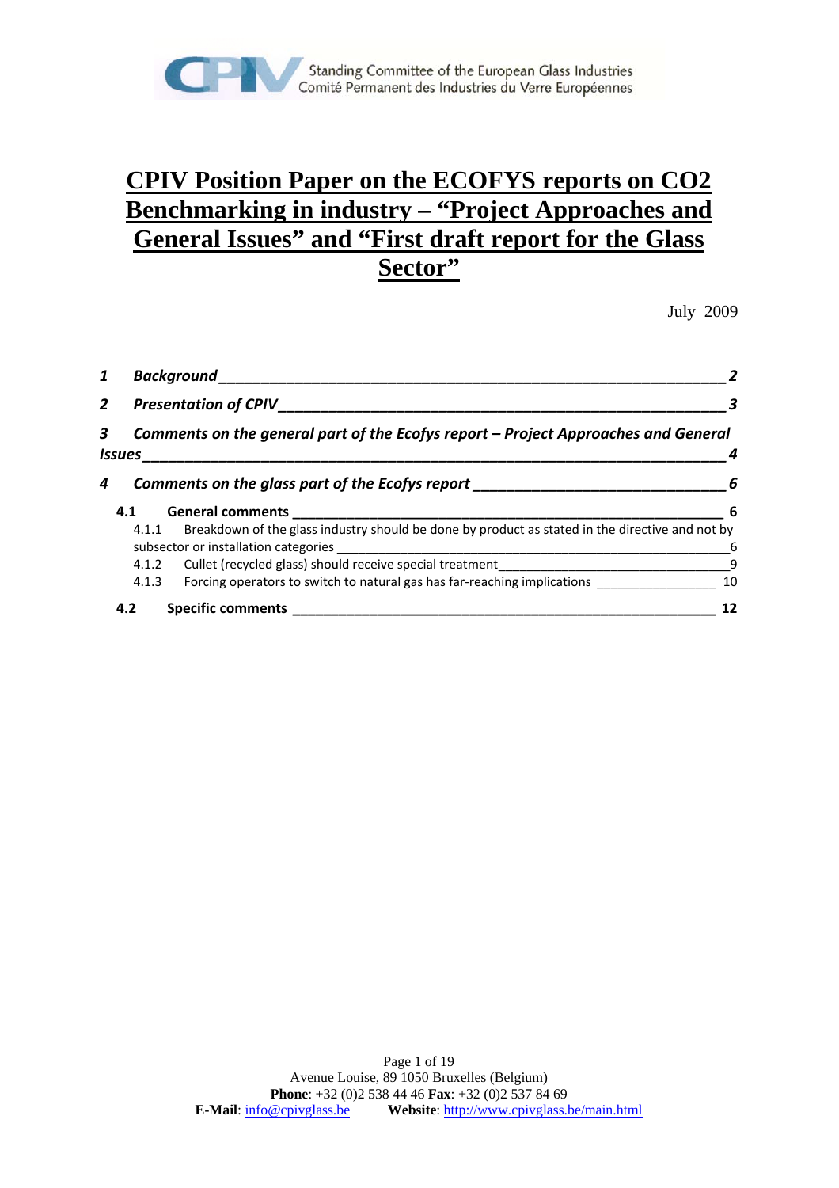Standing Committee of the European Glass Industries
Comité Permanent des Industries du Verre Européennes

# CPIV Position Paper on the ECOFYS reports on CO2 Benchmarking in industry – "Project Approaches and General Issues" and "First draft report for the Glass Sector"

July 2009

| | | |
|---|---|---|
| **1** | ***Background*** | **2** |
| **2** | ***Presentation of CPIV*** | **3** |
| **3** | ***Comments on the general part of the Ecofys report – Project Approaches and General Issues*** | **4** |
| **4** | ***Comments on the glass part of the Ecofys report*** | **6** |
| **4.1** | **General comments** | **6** |
| 4.1.1 | Breakdown of the glass industry should be done by product as stated in the directive and not by subsector or installation categories | 6 |
| 4.1.2 | Cullet (recycled glass) should receive special treatment | 9 |
| 4.1.3 | Forcing operators to switch to natural gas has far-reaching implications | 10 |
| **4.2** | **Specific comments** | **12** |

Avenue Louise, 89 1050 Bruxelles (Belgium)
**Phone**: +32 (0)2 538 44 46 **Fax**: +32 (0)2 537 84 69
**E-Mail**: info@cpivglass.be **Website**: http://www.cpivglass.be/main.html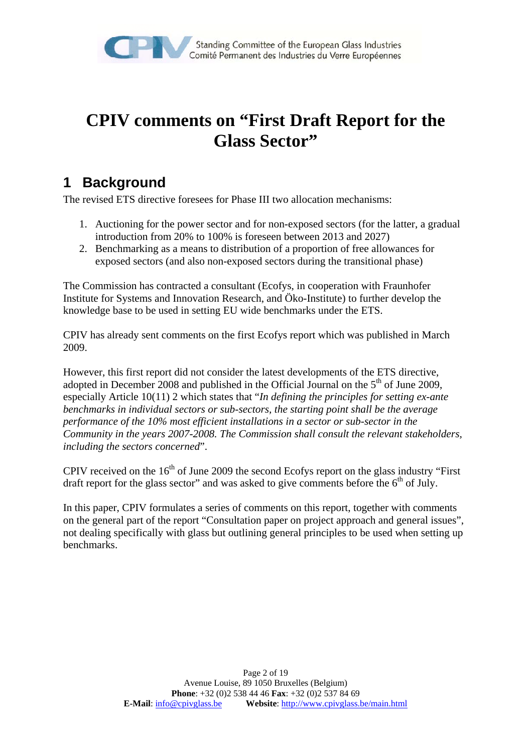# CPIV comments on "First Draft Report for the Glass Sector"

## 1 Background

The revised ETS directive foresees for Phase III two allocation mechanisms:

1. Auctioning for the power sector and for non-exposed sectors (for the latter, a gradual introduction from 20% to 100% is foreseen between 2013 and 2027)
2. Benchmarking as a means to distribution of a proportion of free allowances for exposed sectors (and also non-exposed sectors during the transitional phase)

The Commission has contracted a consultant (Ecofys, in cooperation with Fraunhofer Institute for Systems and Innovation Research, and Öko-Institute) to further develop the knowledge base to be used in setting EU wide benchmarks under the ETS.

CPIV has already sent comments on the first Ecofys report which was published in March 2009.

However, this first report did not consider the latest developments of the ETS directive, adopted in December 2008 and published in the Official Journal on the 5th of June 2009, especially Article 10(11) 2 which states that "*In defining the principles for setting ex-ante benchmarks in individual sectors or sub-sectors, the starting point shall be the average performance of the 10% most efficient installations in a sector or sub-sector in the Community in the years 2007-2008. The Commission shall consult the relevant stakeholders, including the sectors concerned*".

CPIV received on the 16th of June 2009 the second Ecofys report on the glass industry "First draft report for the glass sector" and was asked to give comments before the 6th of July.

In this paper, CPIV formulates a series of comments on this report, together with comments on the general part of the report "Consultation paper on project approach and general issues", not dealing specifically with glass but outlining general principles to be used when setting up benchmarks.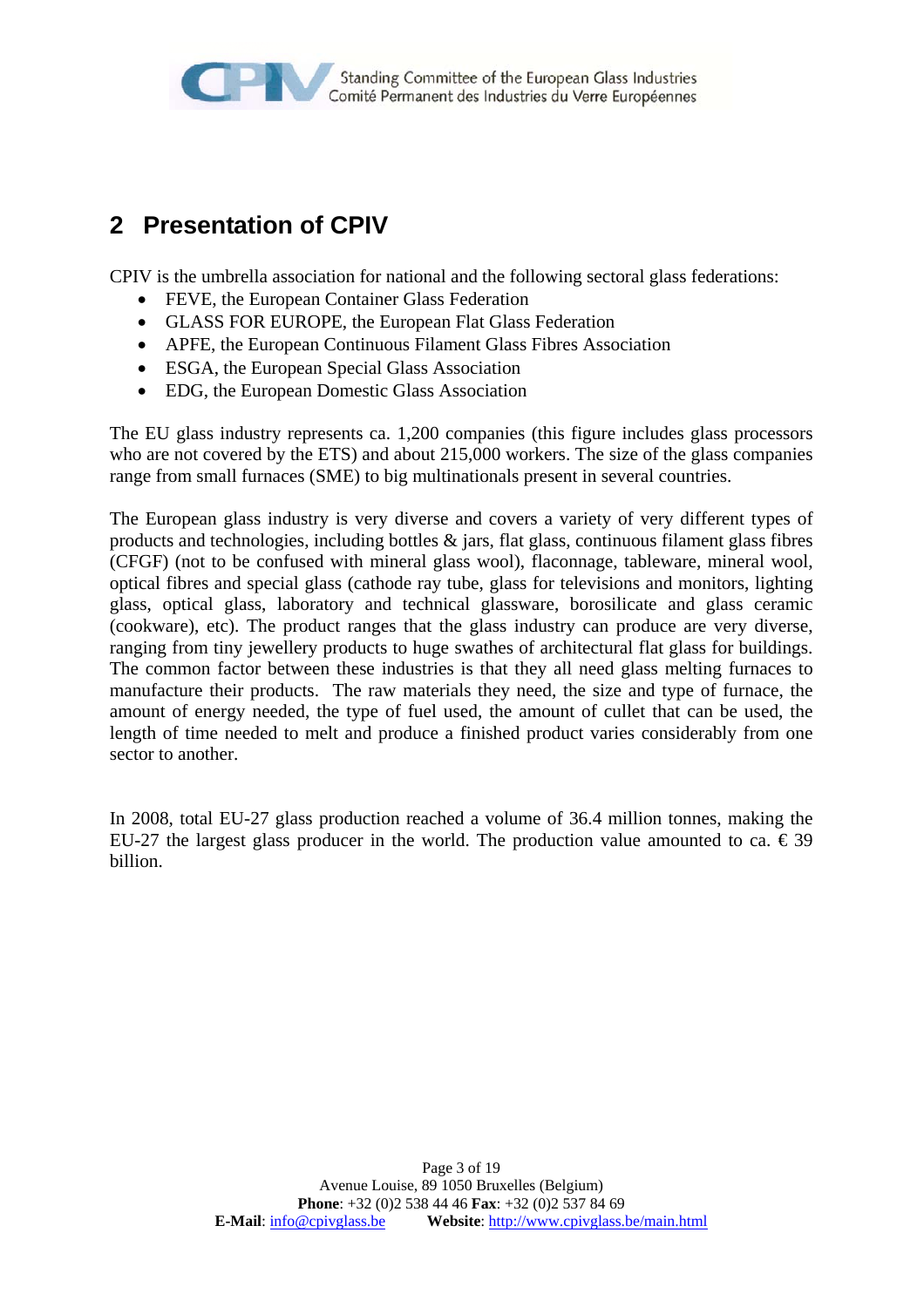## 2 Presentation of CPIV

CPIV is the umbrella association for national and the following sectoral glass federations:

- FEVE, the European Container Glass Federation
- GLASS FOR EUROPE, the European Flat Glass Federation
- APFE, the European Continuous Filament Glass Fibres Association
- ESGA, the European Special Glass Association
- EDG, the European Domestic Glass Association

The EU glass industry represents ca. 1,200 companies (this figure includes glass processors who are not covered by the ETS) and about 215,000 workers. The size of the glass companies range from small furnaces (SME) to big multinationals present in several countries.

The European glass industry is very diverse and covers a variety of very different types of products and technologies, including bottles & jars, flat glass, continuous filament glass fibres (CFGF) (not to be confused with mineral glass wool), flaconnage, tableware, mineral wool, optical fibres and special glass (cathode ray tube, glass for televisions and monitors, lighting glass, optical glass, laboratory and technical glassware, borosilicate and glass ceramic (cookware), etc). The product ranges that the glass industry can produce are very diverse, ranging from tiny jewellery products to huge swathes of architectural flat glass for buildings. The common factor between these industries is that they all need glass melting furnaces to manufacture their products. The raw materials they need, the size and type of furnace, the amount of energy needed, the type of fuel used, the amount of cullet that can be used, the length of time needed to melt and produce a finished product varies considerably from one sector to another.

In 2008, total EU-27 glass production reached a volume of 36.4 million tonnes, making the EU-27 the largest glass producer in the world. The production value amounted to ca. € 39 billion.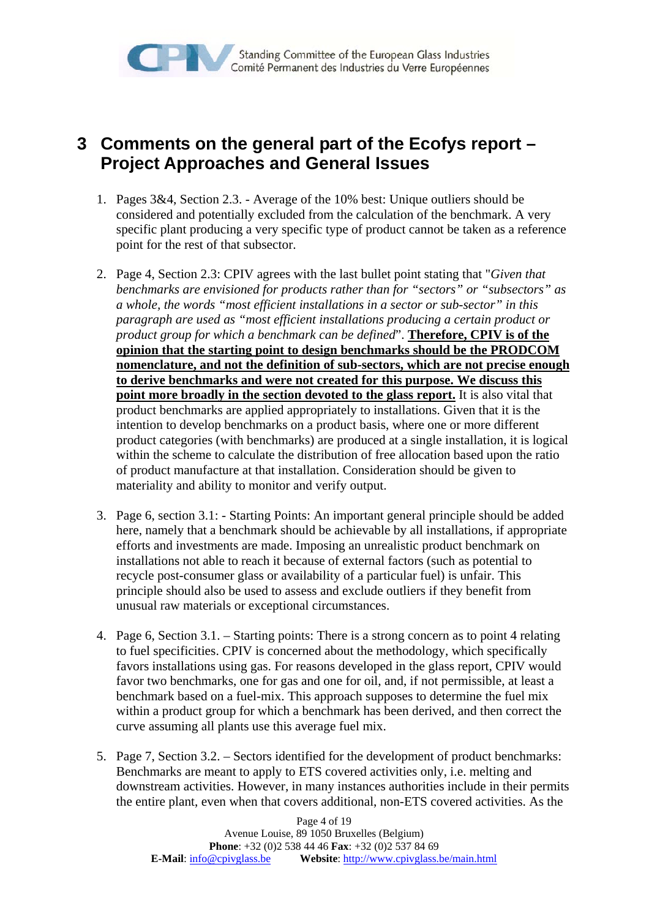# 3 Comments on the general part of the Ecofys report – Project Approaches and General Issues

1. Pages 3&4, Section 2.3. - Average of the 10% best: Unique outliers should be considered and potentially excluded from the calculation of the benchmark. A very specific plant producing a very specific type of product cannot be taken as a reference point for the rest of that subsector.

2. Page 4, Section 2.3: CPIV agrees with the last bullet point stating that "*Given that benchmarks are envisioned for products rather than for "sectors" or "subsectors" as a whole, the words "most efficient installations in a sector or sub-sector" in this paragraph are used as "most efficient installations producing a certain product or product group for which a benchmark can be defined*". **Therefore, CPIV is of the opinion that the starting point to design benchmarks should be the PRODCOM nomenclature, and not the definition of sub-sectors, which are not precise enough to derive benchmarks and were not created for this purpose. We discuss this point more broadly in the section devoted to the glass report.** It is also vital that product benchmarks are applied appropriately to installations. Given that it is the intention to develop benchmarks on a product basis, where one or more different product categories (with benchmarks) are produced at a single installation, it is logical within the scheme to calculate the distribution of free allocation based upon the ratio of product manufacture at that installation. Consideration should be given to materiality and ability to monitor and verify output.

3. Page 6, section 3.1: - Starting Points: An important general principle should be added here, namely that a benchmark should be achievable by all installations, if appropriate efforts and investments are made. Imposing an unrealistic product benchmark on installations not able to reach it because of external factors (such as potential to recycle post-consumer glass or availability of a particular fuel) is unfair. This principle should also be used to assess and exclude outliers if they benefit from unusual raw materials or exceptional circumstances.

4. Page 6, Section 3.1. – Starting points: There is a strong concern as to point 4 relating to fuel specificities. CPIV is concerned about the methodology, which specifically favors installations using gas. For reasons developed in the glass report, CPIV would favor two benchmarks, one for gas and one for oil, and, if not permissible, at least a benchmark based on a fuel-mix. This approach supposes to determine the fuel mix within a product group for which a benchmark has been derived, and then correct the curve assuming all plants use this average fuel mix.

5. Page 7, Section 3.2. – Sectors identified for the development of product benchmarks: Benchmarks are meant to apply to ETS covered activities only, i.e. melting and downstream activities. However, in many instances authorities include in their permits the entire plant, even when that covers additional, non-ETS covered activities. As the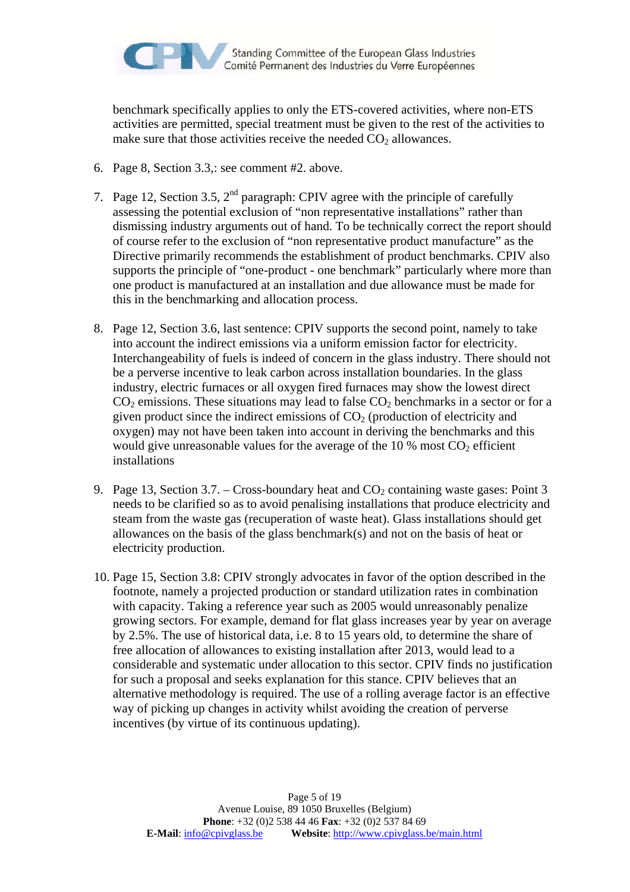benchmark specifically applies to only the ETS-covered activities, where non-ETS activities are permitted, special treatment must be given to the rest of the activities to make sure that those activities receive the needed $CO_2$ allowances.

6. Page 8, Section 3.3,: see comment #2. above.

7. Page 12, Section 3.5, 2nd paragraph: CPIV agree with the principle of carefully assessing the potential exclusion of "non representative installations" rather than dismissing industry arguments out of hand. To be technically correct the report should of course refer to the exclusion of "non representative product manufacture" as the Directive primarily recommends the establishment of product benchmarks. CPIV also supports the principle of "one-product - one benchmark" particularly where more than one product is manufactured at an installation and due allowance must be made for this in the benchmarking and allocation process.

8. Page 12, Section 3.6, last sentence: CPIV supports the second point, namely to take into account the indirect emissions via a uniform emission factor for electricity. Interchangeability of fuels is indeed of concern in the glass industry. There should not be a perverse incentive to leak carbon across installation boundaries. In the glass industry, electric furnaces or all oxygen fired furnaces may show the lowest direct $CO_2$ emissions. These situations may lead to false $CO_2$ benchmarks in a sector or for a given product since the indirect emissions of $CO_2$ (production of electricity and oxygen) may not have been taken into account in deriving the benchmarks and this would give unreasonable values for the average of the 10 % most $CO_2$ efficient installations

9. Page 13, Section 3.7. – Cross-boundary heat and $CO_2$ containing waste gases: Point 3 needs to be clarified so as to avoid penalising installations that produce electricity and steam from the waste gas (recuperation of waste heat). Glass installations should get allowances on the basis of the glass benchmark(s) and not on the basis of heat or electricity production.

10. Page 15, Section 3.8: CPIV strongly advocates in favor of the option described in the footnote, namely a projected production or standard utilization rates in combination with capacity. Taking a reference year such as 2005 would unreasonably penalize growing sectors. For example, demand for flat glass increases year by year on average by 2.5%. The use of historical data, i.e. 8 to 15 years old, to determine the share of free allocation of allowances to existing installation after 2013, would lead to a considerable and systematic under allocation to this sector. CPIV finds no justification for such a proposal and seeks explanation for this stance. CPIV believes that an alternative methodology is required. The use of a rolling average factor is an effective way of picking up changes in activity whilst avoiding the creation of perverse incentives (by virtue of its continuous updating).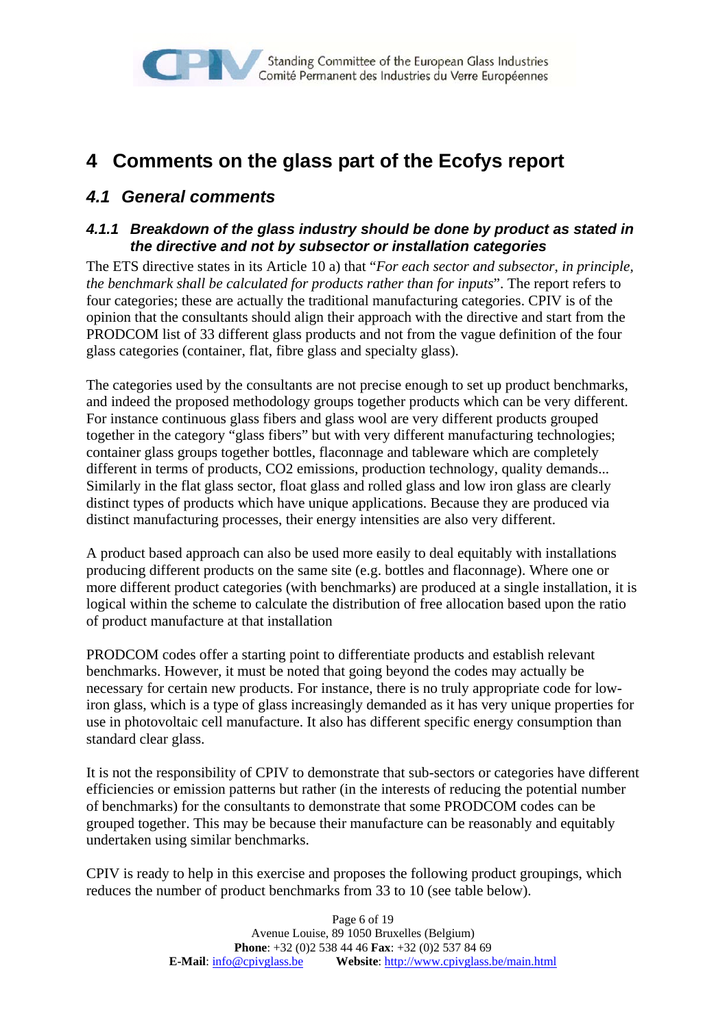# 4 Comments on the glass part of the Ecofys report

## 4.1 General comments

### 4.1.1 Breakdown of the glass industry should be done by product as stated in the directive and not by subsector or installation categories

The ETS directive states in its Article 10 a) that "*For each sector and subsector, in principle, the benchmark shall be calculated for products rather than for inputs*". The report refers to four categories; these are actually the traditional manufacturing categories. CPIV is of the opinion that the consultants should align their approach with the directive and start from the PRODCOM list of 33 different glass products and not from the vague definition of the four glass categories (container, flat, fibre glass and specialty glass).

The categories used by the consultants are not precise enough to set up product benchmarks, and indeed the proposed methodology groups together products which can be very different. For instance continuous glass fibers and glass wool are very different products grouped together in the category "glass fibers" but with very different manufacturing technologies; container glass groups together bottles, flaconnage and tableware which are completely different in terms of products, CO2 emissions, production technology, quality demands... Similarly in the flat glass sector, float glass and rolled glass and low iron glass are clearly distinct types of products which have unique applications. Because they are produced via distinct manufacturing processes, their energy intensities are also very different.

A product based approach can also be used more easily to deal equitably with installations producing different products on the same site (e.g. bottles and flaconnage). Where one or more different product categories (with benchmarks) are produced at a single installation, it is logical within the scheme to calculate the distribution of free allocation based upon the ratio of product manufacture at that installation

PRODCOM codes offer a starting point to differentiate products and establish relevant benchmarks. However, it must be noted that going beyond the codes may actually be necessary for certain new products. For instance, there is no truly appropriate code for low-iron glass, which is a type of glass increasingly demanded as it has very unique properties for use in photovoltaic cell manufacture. It also has different specific energy consumption than standard clear glass.

It is not the responsibility of CPIV to demonstrate that sub-sectors or categories have different efficiencies or emission patterns but rather (in the interests of reducing the potential number of benchmarks) for the consultants to demonstrate that some PRODCOM codes can be grouped together. This may be because their manufacture can be reasonably and equitably undertaken using similar benchmarks.

CPIV is ready to help in this exercise and proposes the following product groupings, which reduces the number of product benchmarks from 33 to 10 (see table below).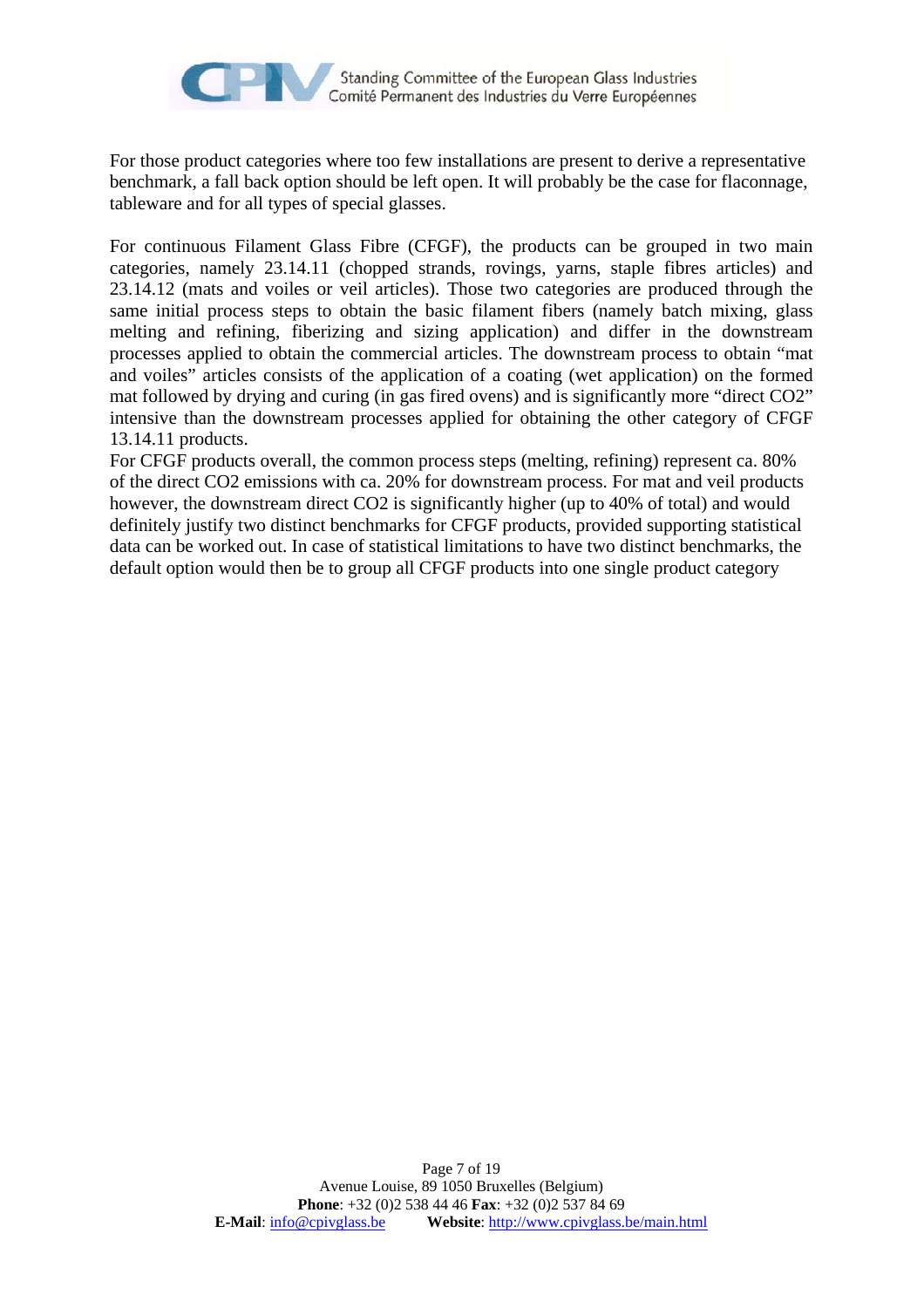For those product categories where too few installations are present to derive a representative benchmark, a fall back option should be left open. It will probably be the case for flaconnage, tableware and for all types of special glasses.

For continuous Filament Glass Fibre (CFGF), the products can be grouped in two main categories, namely 23.14.11 (chopped strands, rovings, yarns, staple fibres articles) and 23.14.12 (mats and voiles or veil articles). Those two categories are produced through the same initial process steps to obtain the basic filament fibers (namely batch mixing, glass melting and refining, fiberizing and sizing application) and differ in the downstream processes applied to obtain the commercial articles. The downstream process to obtain "mat and voiles" articles consists of the application of a coating (wet application) on the formed mat followed by drying and curing (in gas fired ovens) and is significantly more "direct $CO_2$" intensive than the downstream processes applied for obtaining the other category of CFGF 13.14.11 products.

For CFGF products overall, the common process steps (melting, refining) represent ca. 80% of the direct $CO_2$ emissions with ca. 20% for downstream process. For mat and veil products however, the downstream direct $CO_2$ is significantly higher (up to 40% of total) and would definitely justify two distinct benchmarks for CFGF products, provided supporting statistical data can be worked out. In case of statistical limitations to have two distinct benchmarks, the default option would then be to group all CFGF products into one single product category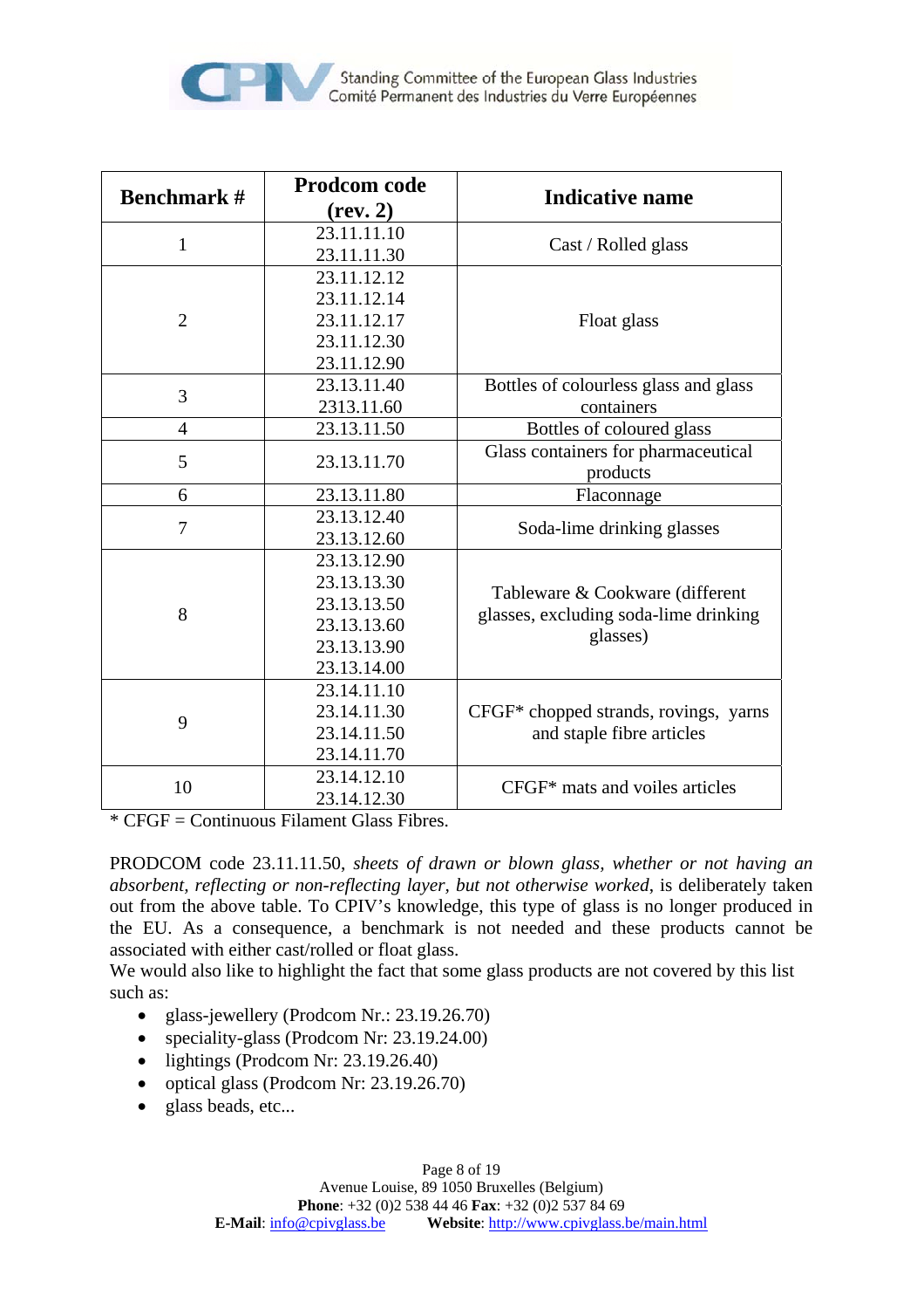| Benchmark # | Prodcom code (rev. 2) | Indicative name |
|---|---|---|
| 1 | 23.11.11.10<br>23.11.11.30 | Cast / Rolled glass |
| 2 | 23.11.12.12<br>23.11.12.14<br>23.11.12.17<br>23.11.12.30<br>23.11.12.90 | Float glass |
| 3 | 23.13.11.40<br>2313.11.60 | Bottles of colourless glass and glass containers |
| 4 | 23.13.11.50 | Bottles of coloured glass |
| 5 | 23.13.11.70 | Glass containers for pharmaceutical products |
| 6 | 23.13.11.80 | Flaconnage |
| 7 | 23.13.12.40<br>23.13.12.60 | Soda-lime drinking glasses |
| 8 | 23.13.12.90<br>23.13.13.30<br>23.13.13.50<br>23.13.13.60<br>23.13.13.90<br>23.13.14.00 | Tableware & Cookware (different glasses, excluding soda-lime drinking glasses) |
| 9 | 23.14.11.10<br>23.14.11.30<br>23.14.11.50<br>23.14.11.70 | CFGF* chopped strands, rovings, yarns and staple fibre articles |
| 10 | 23.14.12.10<br>23.14.12.30 | CFGF* mats and voiles articles |

* CFGF = Continuous Filament Glass Fibres.

PRODCOM code 23.11.11.50, *sheets of drawn or blown glass, whether or not having an absorbent, reflecting or non-reflecting layer, but not otherwise worked*, is deliberately taken out from the above table. To CPIV's knowledge, this type of glass is no longer produced in the EU. As a consequence, a benchmark is not needed and these products cannot be associated with either cast/rolled or float glass.

We would also like to highlight the fact that some glass products are not covered by this list such as:

- glass-jewellery (Prodcom Nr.: 23.19.26.70)
- speciality-glass (Prodcom Nr: 23.19.24.00)
- lightings (Prodcom Nr: 23.19.26.40)
- optical glass (Prodcom Nr: 23.19.26.70)
- glass beads, etc...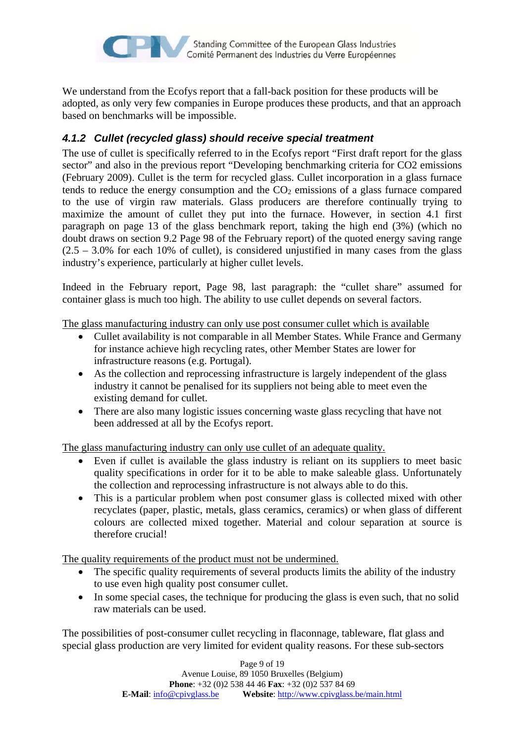We understand from the Ecofys report that a fall-back position for these products will be adopted, as only very few companies in Europe produces these products, and that an approach based on benchmarks will be impossible.

### *4.1.2 Cullet (recycled glass) should receive special treatment*

The use of cullet is specifically referred to in the Ecofys report "First draft report for the glass sector" and also in the previous report "Developing benchmarking criteria for CO2 emissions (February 2009). Cullet is the term for recycled glass. Cullet incorporation in a glass furnace tends to reduce the energy consumption and the $CO_2$ emissions of a glass furnace compared to the use of virgin raw materials. Glass producers are therefore continually trying to maximize the amount of cullet they put into the furnace. However, in section 4.1 first paragraph on page 13 of the glass benchmark report, taking the high end (3%) (which no doubt draws on section 9.2 Page 98 of the February report) of the quoted energy saving range (2.5 – 3.0% for each 10% of cullet), is considered unjustified in many cases from the glass industry's experience, particularly at higher cullet levels.

Indeed in the February report, Page 98, last paragraph: the "cullet share" assumed for container glass is much too high. The ability to use cullet depends on several factors.

<u>The glass manufacturing industry can only use post consumer cullet which is available</u>

- Cullet availability is not comparable in all Member States. While France and Germany for instance achieve high recycling rates, other Member States are lower for infrastructure reasons (e.g. Portugal).
- As the collection and reprocessing infrastructure is largely independent of the glass industry it cannot be penalised for its suppliers not being able to meet even the existing demand for cullet.
- There are also many logistic issues concerning waste glass recycling that have not been addressed at all by the Ecofys report.

<u>The glass manufacturing industry can only use cullet of an adequate quality.</u>

- Even if cullet is available the glass industry is reliant on its suppliers to meet basic quality specifications in order for it to be able to make saleable glass. Unfortunately the collection and reprocessing infrastructure is not always able to do this.
- This is a particular problem when post consumer glass is collected mixed with other recyclates (paper, plastic, metals, glass ceramics, ceramics) or when glass of different colours are collected mixed together. Material and colour separation at source is therefore crucial!

<u>The quality requirements of the product must not be undermined.</u>

- The specific quality requirements of several products limits the ability of the industry to use even high quality post consumer cullet.
- In some special cases, the technique for producing the glass is even such, that no solid raw materials can be used.

The possibilities of post-consumer cullet recycling in flaconnage, tableware, flat glass and special glass production are very limited for evident quality reasons. For these sub-sectors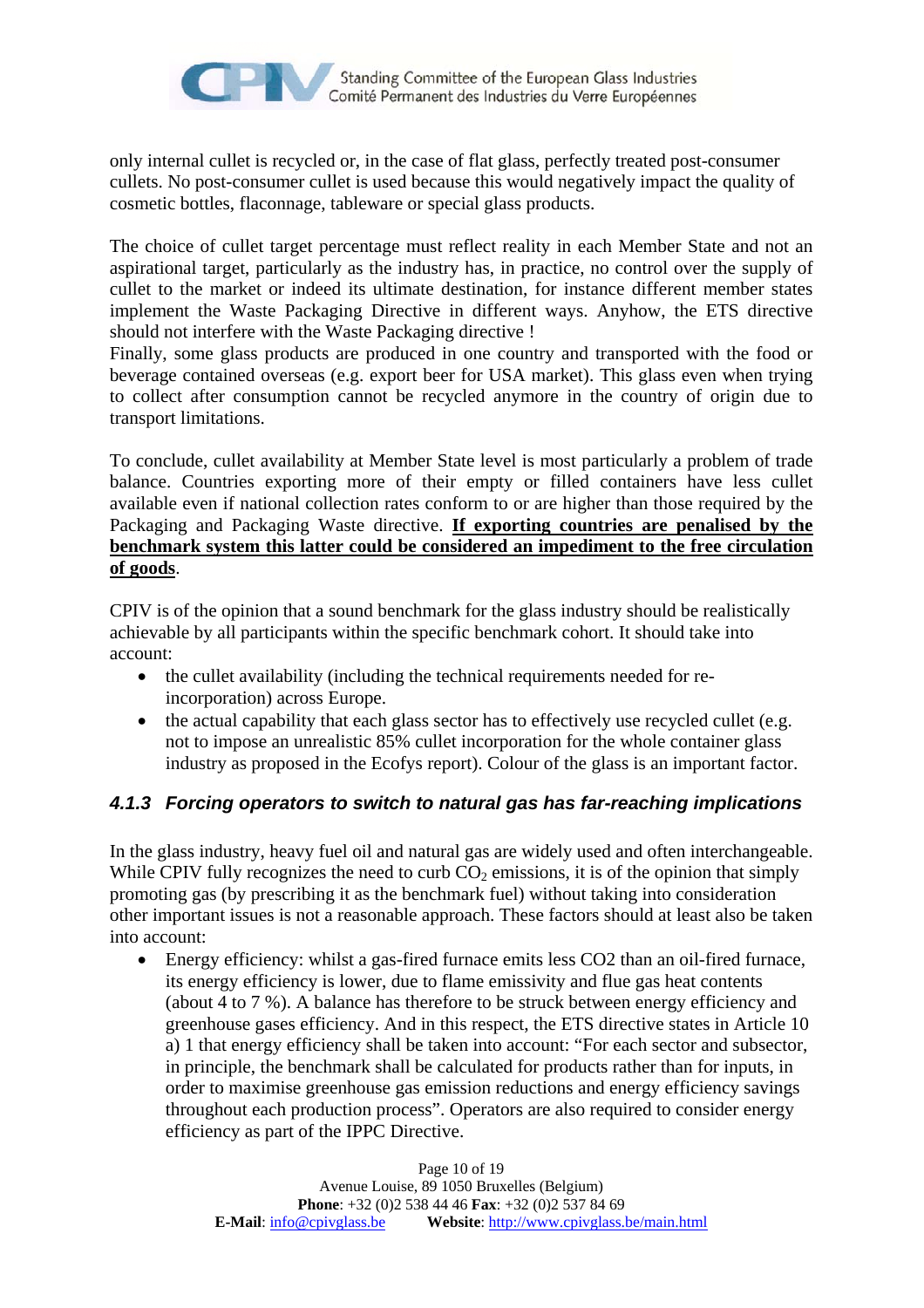only internal cullet is recycled or, in the case of flat glass, perfectly treated post-consumer cullets. No post-consumer cullet is used because this would negatively impact the quality of cosmetic bottles, flaconnage, tableware or special glass products.

The choice of cullet target percentage must reflect reality in each Member State and not an aspirational target, particularly as the industry has, in practice, no control over the supply of cullet to the market or indeed its ultimate destination, for instance different member states implement the Waste Packaging Directive in different ways. Anyhow, the ETS directive should not interfere with the Waste Packaging directive !
Finally, some glass products are produced in one country and transported with the food or beverage contained overseas (e.g. export beer for USA market). This glass even when trying to collect after consumption cannot be recycled anymore in the country of origin due to transport limitations.

To conclude, cullet availability at Member State level is most particularly a problem of trade balance. Countries exporting more of their empty or filled containers have less cullet available even if national collection rates conform to or are higher than those required by the Packaging and Packaging Waste directive. **If exporting countries are penalised by the benchmark system this latter could be considered an impediment to the free circulation of goods**.

CPIV is of the opinion that a sound benchmark for the glass industry should be realistically achievable by all participants within the specific benchmark cohort. It should take into account:

- the cullet availability (including the technical requirements needed for re-incorporation) across Europe.
- the actual capability that each glass sector has to effectively use recycled cullet (e.g. not to impose an unrealistic 85% cullet incorporation for the whole container glass industry as proposed in the Ecofys report). Colour of the glass is an important factor.

### *4.1.3 Forcing operators to switch to natural gas has far-reaching implications*

In the glass industry, heavy fuel oil and natural gas are widely used and often interchangeable. While CPIV fully recognizes the need to curb $CO_2$ emissions, it is of the opinion that simply promoting gas (by prescribing it as the benchmark fuel) without taking into consideration other important issues is not a reasonable approach. These factors should at least also be taken into account:

- Energy efficiency: whilst a gas-fired furnace emits less CO2 than an oil-fired furnace, its energy efficiency is lower, due to flame emissivity and flue gas heat contents (about 4 to 7 %). A balance has therefore to be struck between energy efficiency and greenhouse gases efficiency. And in this respect, the ETS directive states in Article 10 a) 1 that energy efficiency shall be taken into account: "For each sector and subsector, in principle, the benchmark shall be calculated for products rather than for inputs, in order to maximise greenhouse gas emission reductions and energy efficiency savings throughout each production process". Operators are also required to consider energy efficiency as part of the IPPC Directive.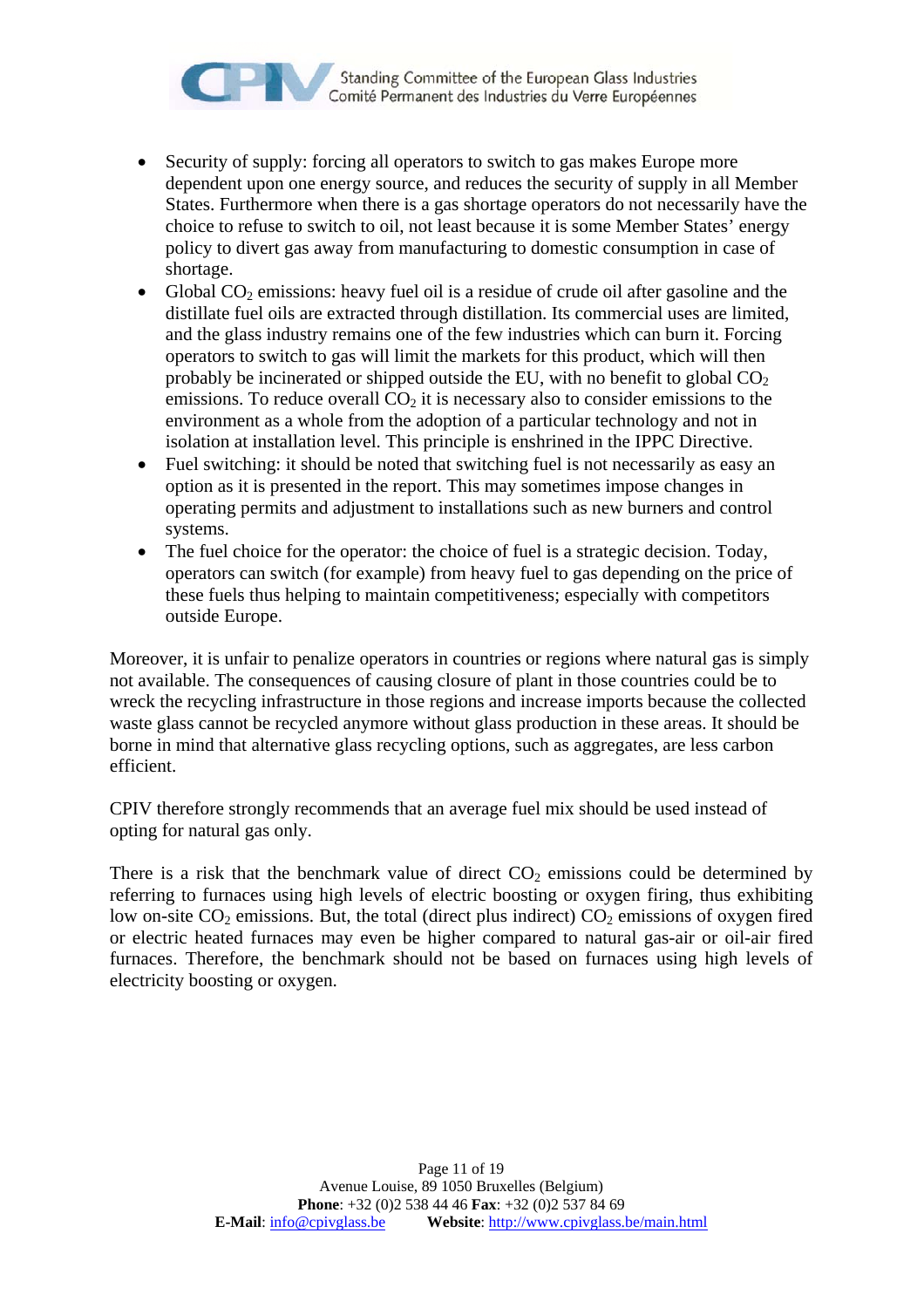- Security of supply: forcing all operators to switch to gas makes Europe more dependent upon one energy source, and reduces the security of supply in all Member States. Furthermore when there is a gas shortage operators do not necessarily have the choice to refuse to switch to oil, not least because it is some Member States' energy policy to divert gas away from manufacturing to domestic consumption in case of shortage.
- Global $CO_2$ emissions: heavy fuel oil is a residue of crude oil after gasoline and the distillate fuel oils are extracted through distillation. Its commercial uses are limited, and the glass industry remains one of the few industries which can burn it. Forcing operators to switch to gas will limit the markets for this product, which will then probably be incinerated or shipped outside the EU, with no benefit to global $CO_2$ emissions. To reduce overall $CO_2$ it is necessary also to consider emissions to the environment as a whole from the adoption of a particular technology and not in isolation at installation level. This principle is enshrined in the IPPC Directive.
- Fuel switching: it should be noted that switching fuel is not necessarily as easy an option as it is presented in the report. This may sometimes impose changes in operating permits and adjustment to installations such as new burners and control systems.
- The fuel choice for the operator: the choice of fuel is a strategic decision. Today, operators can switch (for example) from heavy fuel to gas depending on the price of these fuels thus helping to maintain competitiveness; especially with competitors outside Europe.

Moreover, it is unfair to penalize operators in countries or regions where natural gas is simply not available. The consequences of causing closure of plant in those countries could be to wreck the recycling infrastructure in those regions and increase imports because the collected waste glass cannot be recycled anymore without glass production in these areas. It should be borne in mind that alternative glass recycling options, such as aggregates, are less carbon efficient.

CPIV therefore strongly recommends that an average fuel mix should be used instead of opting for natural gas only.

There is a risk that the benchmark value of direct $CO_2$ emissions could be determined by referring to furnaces using high levels of electric boosting or oxygen firing, thus exhibiting low on-site $CO_2$ emissions. But, the total (direct plus indirect) $CO_2$ emissions of oxygen fired or electric heated furnaces may even be higher compared to natural gas-air or oil-air fired furnaces. Therefore, the benchmark should not be based on furnaces using high levels of electricity boosting or oxygen.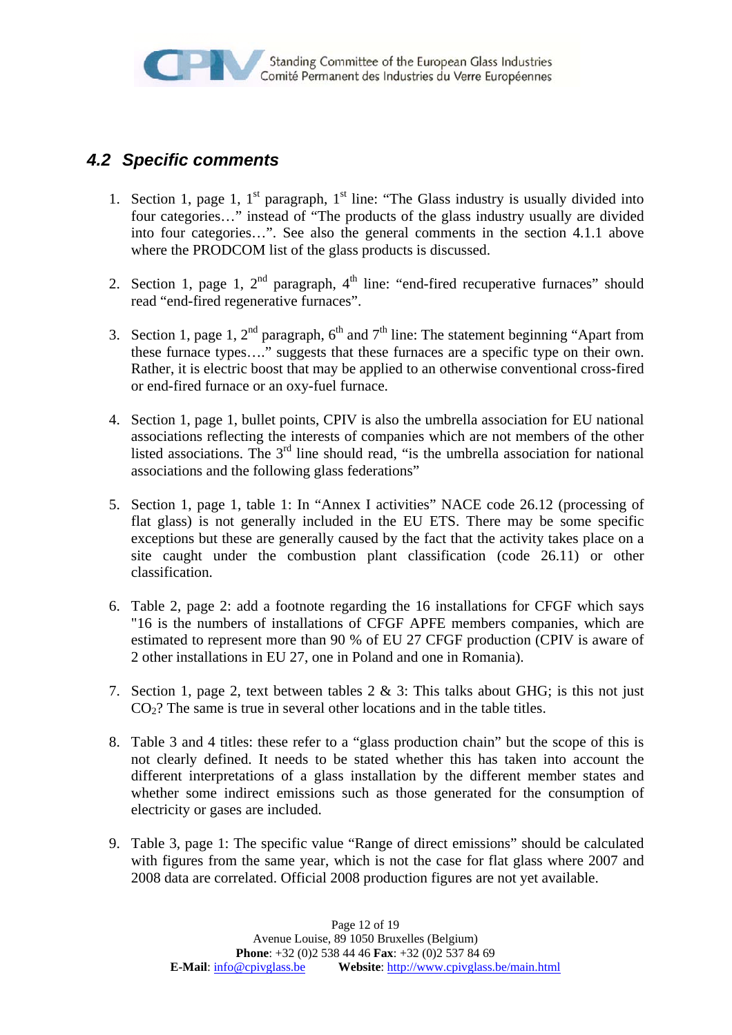## *4.2 Specific comments*

1. Section 1, page 1, 1st paragraph, 1st line: "The Glass industry is usually divided into four categories…" instead of "The products of the glass industry usually are divided into four categories…". See also the general comments in the section 4.1.1 above where the PRODCOM list of the glass products is discussed.

2. Section 1, page 1, 2nd paragraph, 4th line: "end-fired recuperative furnaces" should read "end-fired regenerative furnaces".

3. Section 1, page 1, 2nd paragraph, 6th and 7th line: The statement beginning "Apart from these furnace types…." suggests that these furnaces are a specific type on their own. Rather, it is electric boost that may be applied to an otherwise conventional cross-fired or end-fired furnace or an oxy-fuel furnace.

4. Section 1, page 1, bullet points, CPIV is also the umbrella association for EU national associations reflecting the interests of companies which are not members of the other listed associations. The 3rd line should read, "is the umbrella association for national associations and the following glass federations"

5. Section 1, page 1, table 1: In "Annex I activities" NACE code 26.12 (processing of flat glass) is not generally included in the EU ETS. There may be some specific exceptions but these are generally caused by the fact that the activity takes place on a site caught under the combustion plant classification (code 26.11) or other classification.

6. Table 2, page 2: add a footnote regarding the 16 installations for CFGF which says "16 is the numbers of installations of CFGF APFE members companies, which are estimated to represent more than 90 % of EU 27 CFGF production (CPIV is aware of 2 other installations in EU 27, one in Poland and one in Romania).

7. Section 1, page 2, text between tables 2 & 3: This talks about GHG; is this not just $CO_2$? The same is true in several other locations and in the table titles.

8. Table 3 and 4 titles: these refer to a "glass production chain" but the scope of this is not clearly defined. It needs to be stated whether this has taken into account the different interpretations of a glass installation by the different member states and whether some indirect emissions such as those generated for the consumption of electricity or gases are included.

9. Table 3, page 1: The specific value "Range of direct emissions" should be calculated with figures from the same year, which is not the case for flat glass where 2007 and 2008 data are correlated. Official 2008 production figures are not yet available.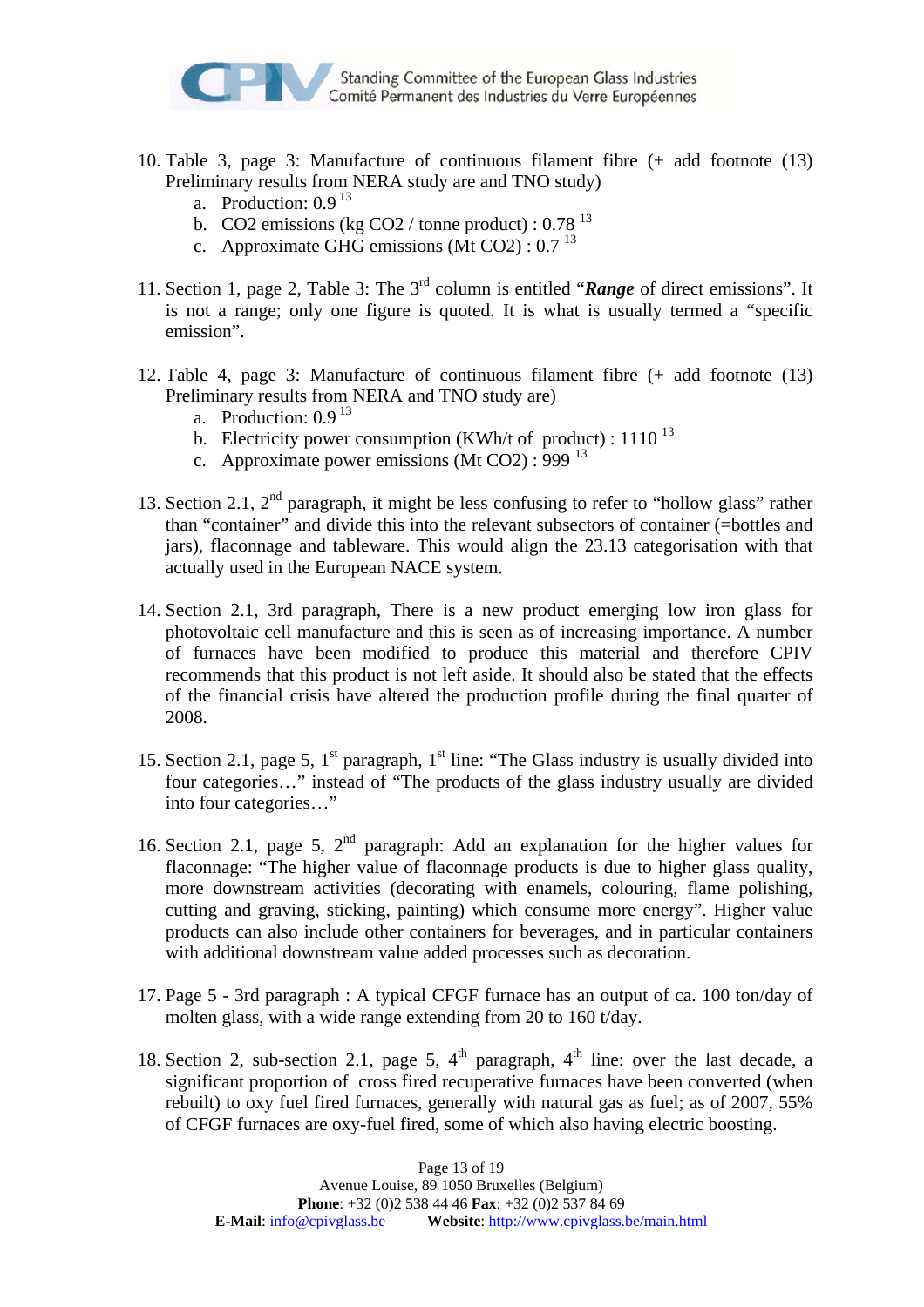10. Table 3, page 3: Manufacture of continuous filament fibre (+ add footnote (13) Preliminary results from NERA study are and TNO study)
    a. Production: 0.9 [13]
    b. $CO_2$ emissions (kg $CO_2$ / tonne product) : 0.78 [13]
    c. Approximate GHG emissions (Mt $CO_2$) : 0.7 [13]

11. Section 1, page 2, Table 3: The 3rd column is entitled "***Range*** of direct emissions". It is not a range; only one figure is quoted. It is what is usually termed a "specific emission".

12. Table 4, page 3: Manufacture of continuous filament fibre (+ add footnote (13) Preliminary results from NERA and TNO study are)
    a. Production: 0.9 [13]
    b. Electricity power consumption (KWh/t of product) : 1110 [13]
    c. Approximate power emissions (Mt $CO_2$) : 999 [13]

13. Section 2.1, 2nd paragraph, it might be less confusing to refer to "hollow glass" rather than "container" and divide this into the relevant subsectors of container (=bottles and jars), flaconnage and tableware. This would align the 23.13 categorisation with that actually used in the European NACE system.

14. Section 2.1, 3rd paragraph, There is a new product emerging low iron glass for photovoltaic cell manufacture and this is seen as of increasing importance. A number of furnaces have been modified to produce this material and therefore CPIV recommends that this product is not left aside. It should also be stated that the effects of the financial crisis have altered the production profile during the final quarter of 2008.

15. Section 2.1, page 5, 1st paragraph, 1st line: "The Glass industry is usually divided into four categories…" instead of "The products of the glass industry usually are divided into four categories…"

16. Section 2.1, page 5, 2nd paragraph: Add an explanation for the higher values for flaconnage: "The higher value of flaconnage products is due to higher glass quality, more downstream activities (decorating with enamels, colouring, flame polishing, cutting and graving, sticking, painting) which consume more energy". Higher value products can also include other containers for beverages, and in particular containers with additional downstream value added processes such as decoration.

17. Page 5 - 3rd paragraph : A typical CFGF furnace has an output of ca. 100 ton/day of molten glass, with a wide range extending from 20 to 160 t/day.

18. Section 2, sub-section 2.1, page 5, 4th paragraph, 4th line: over the last decade, a significant proportion of cross fired recuperative furnaces have been converted (when rebuilt) to oxy fuel fired furnaces, generally with natural gas as fuel; as of 2007, 55% of CFGF furnaces are oxy-fuel fired, some of which also having electric boosting.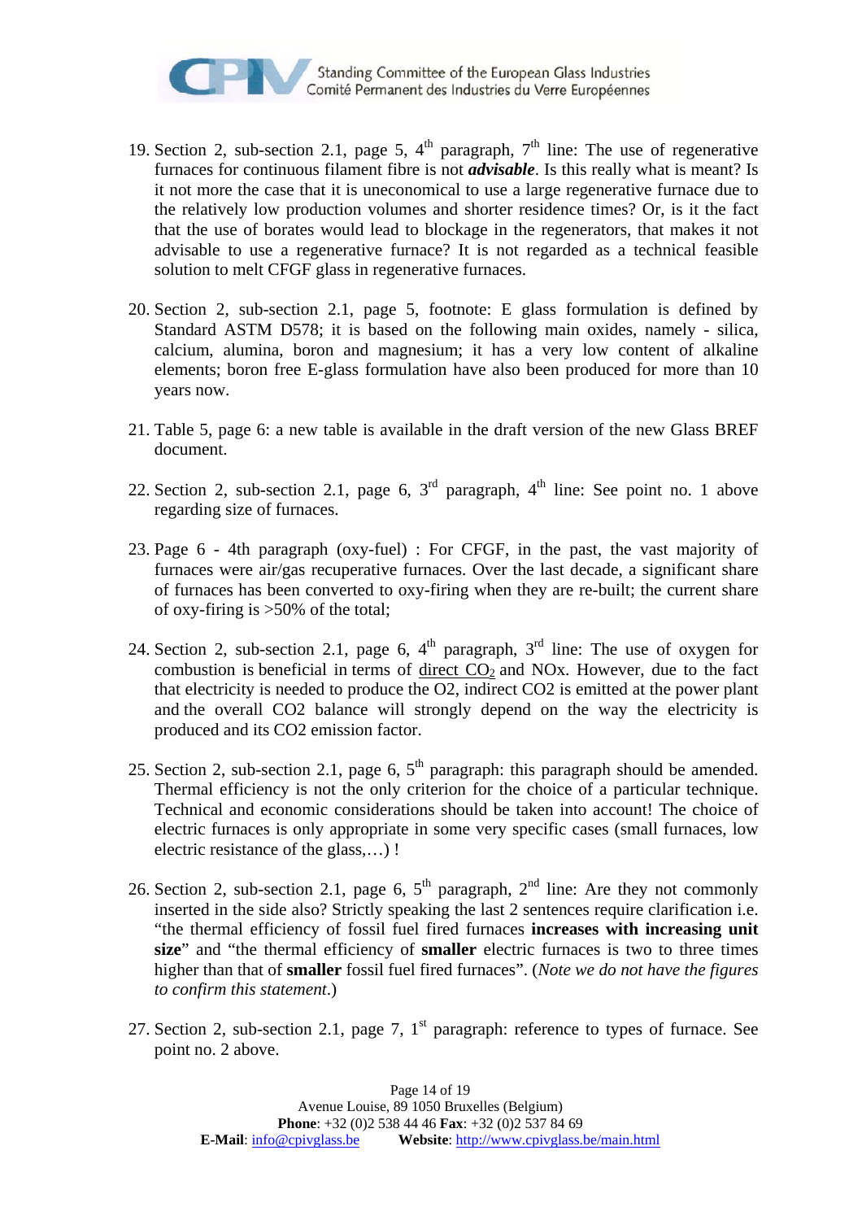19. Section 2, sub-section 2.1, page 5, 4th paragraph, 7th line: The use of regenerative furnaces for continuous filament fibre is not ***advisable***. Is this really what is meant? Is it not more the case that it is uneconomical to use a large regenerative furnace due to the relatively low production volumes and shorter residence times? Or, is it the fact that the use of borates would lead to blockage in the regenerators, that makes it not advisable to use a regenerative furnace? It is not regarded as a technical feasible solution to melt CFGF glass in regenerative furnaces.

20. Section 2, sub-section 2.1, page 5, footnote: E glass formulation is defined by Standard ASTM D578; it is based on the following main oxides, namely - silica, calcium, alumina, boron and magnesium; it has a very low content of alkaline elements; boron free E-glass formulation have also been produced for more than 10 years now.

21. Table 5, page 6: a new table is available in the draft version of the new Glass BREF document.

22. Section 2, sub-section 2.1, page 6, 3rd paragraph, 4th line: See point no. 1 above regarding size of furnaces.

23. Page 6 - 4th paragraph (oxy-fuel) : For CFGF, in the past, the vast majority of furnaces were air/gas recuperative furnaces. Over the last decade, a significant share of furnaces has been converted to oxy-firing when they are re-built; the current share of oxy-firing is >50% of the total;

24. Section 2, sub-section 2.1, page 6, 4th paragraph, 3rd line: The use of oxygen for combustion is beneficial in terms of direct $CO_2$ and NOx. However, due to the fact that electricity is needed to produce the O2, indirect CO2 is emitted at the power plant and the overall CO2 balance will strongly depend on the way the electricity is produced and its CO2 emission factor.

25. Section 2, sub-section 2.1, page 6, 5th paragraph: this paragraph should be amended. Thermal efficiency is not the only criterion for the choice of a particular technique. Technical and economic considerations should be taken into account! The choice of electric furnaces is only appropriate in some very specific cases (small furnaces, low electric resistance of the glass,…) !

26. Section 2, sub-section 2.1, page 6, 5th paragraph, 2nd line: Are they not commonly inserted in the side also? Strictly speaking the last 2 sentences require clarification i.e. "the thermal efficiency of fossil fuel fired furnaces **increases with increasing unit size**" and "the thermal efficiency of **smaller** electric furnaces is two to three times higher than that of **smaller** fossil fuel fired furnaces". (*Note we do not have the figures to confirm this statement.*)

27. Section 2, sub-section 2.1, page 7, 1st paragraph: reference to types of furnace. See point no. 2 above.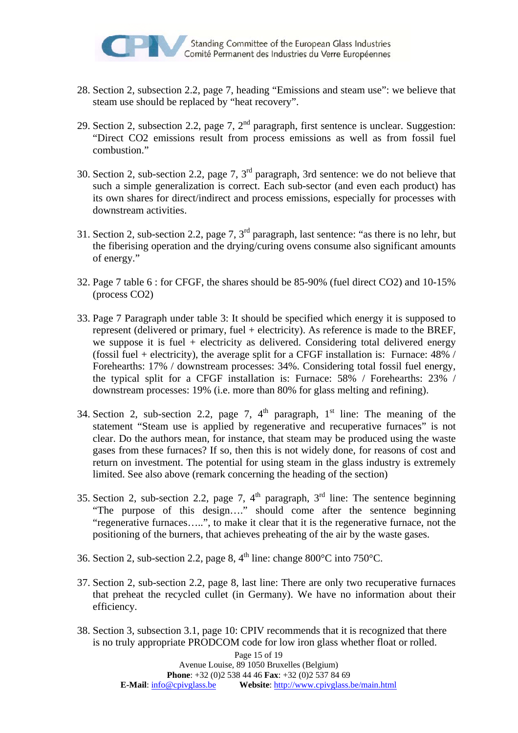28. Section 2, subsection 2.2, page 7, heading "Emissions and steam use": we believe that steam use should be replaced by "heat recovery".

29. Section 2, subsection 2.2, page 7, 2nd paragraph, first sentence is unclear. Suggestion: "Direct $CO_2$ emissions result from process emissions as well as from fossil fuel combustion."

30. Section 2, sub-section 2.2, page 7, 3rd paragraph, 3rd sentence: we do not believe that such a simple generalization is correct. Each sub-sector (and even each product) has its own shares for direct/indirect and process emissions, especially for processes with downstream activities.

31. Section 2, sub-section 2.2, page 7, 3rd paragraph, last sentence: "as there is no lehr, but the fiberising operation and the drying/curing ovens consume also significant amounts of energy."

32. Page 7 table 6 : for CFGF, the shares should be 85-90% (fuel direct $CO_2$) and 10-15% (process $CO_2$)

33. Page 7 Paragraph under table 3: It should be specified which energy it is supposed to represent (delivered or primary, fuel + electricity). As reference is made to the BREF, we suppose it is fuel + electricity as delivered. Considering total delivered energy (fossil fuel + electricity), the average split for a CFGF installation is: Furnace: 48% / Forehearths: 17% / downstream processes: 34%. Considering total fossil fuel energy, the typical split for a CFGF installation is: Furnace: 58% / Forehearths: 23% / downstream processes: 19% (i.e. more than 80% for glass melting and refining).

34. Section 2, sub-section 2.2, page 7, 4th paragraph, 1st line: The meaning of the statement "Steam use is applied by regenerative and recuperative furnaces" is not clear. Do the authors mean, for instance, that steam may be produced using the waste gases from these furnaces? If so, then this is not widely done, for reasons of cost and return on investment. The potential for using steam in the glass industry is extremely limited. See also above (remark concerning the heading of the section)

35. Section 2, sub-section 2.2, page 7, 4th paragraph, 3rd line: The sentence beginning "The purpose of this design…." should come after the sentence beginning "regenerative furnaces…..", to make it clear that it is the regenerative furnace, not the positioning of the burners, that achieves preheating of the air by the waste gases.

36. Section 2, sub-section 2.2, page 8, 4th line: change 800°C into 750°C.

37. Section 2, sub-section 2.2, page 8, last line: There are only two recuperative furnaces that preheat the recycled cullet (in Germany). We have no information about their efficiency.

38. Section 3, subsection 3.1, page 10: CPIV recommends that it is recognized that there is no truly appropriate PRODCOM code for low iron glass whether float or rolled.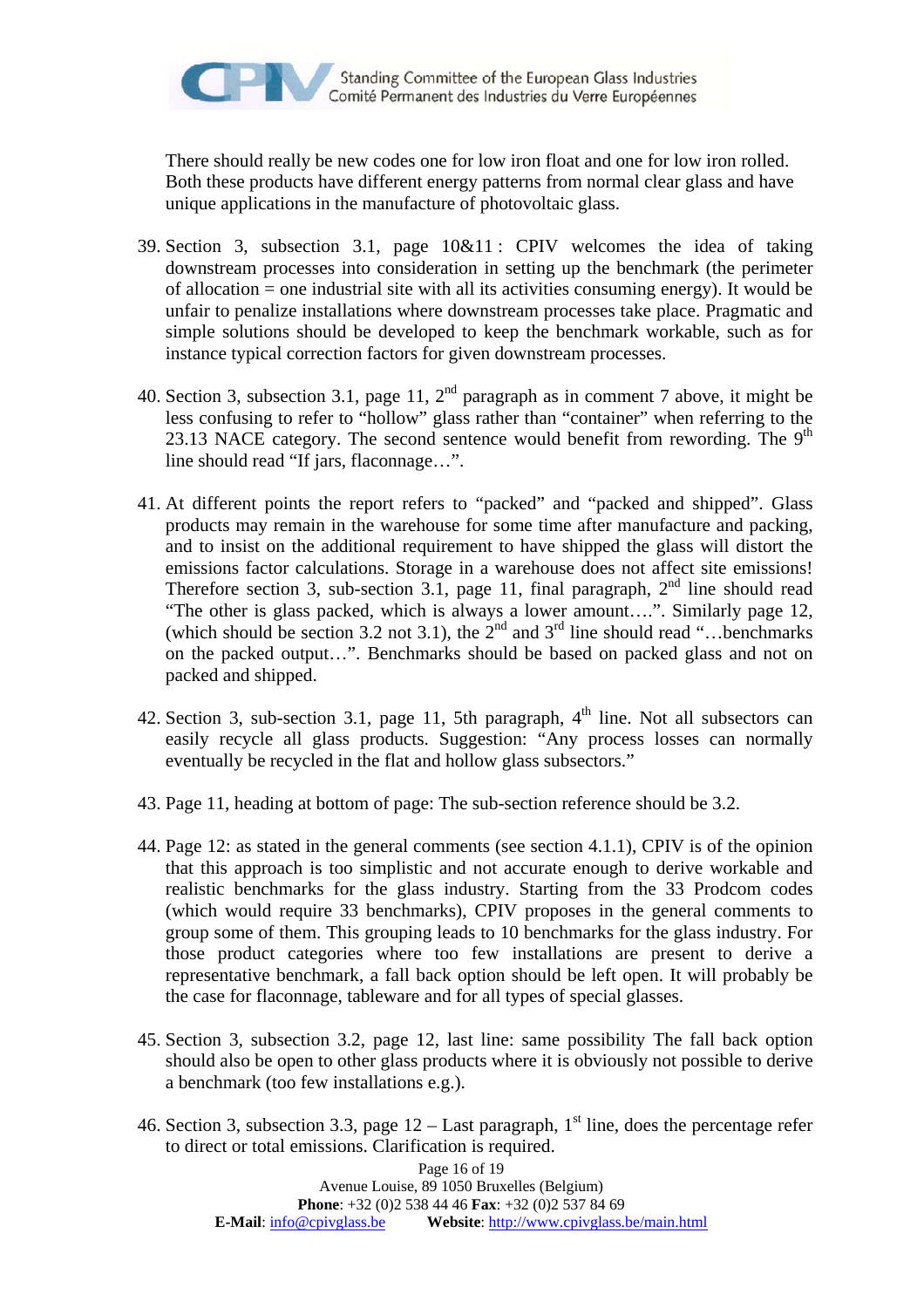There should really be new codes one for low iron float and one for low iron rolled. Both these products have different energy patterns from normal clear glass and have unique applications in the manufacture of photovoltaic glass.

39. Section 3, subsection 3.1, page 10&11 : CPIV welcomes the idea of taking downstream processes into consideration in setting up the benchmark (the perimeter of allocation = one industrial site with all its activities consuming energy). It would be unfair to penalize installations where downstream processes take place. Pragmatic and simple solutions should be developed to keep the benchmark workable, such as for instance typical correction factors for given downstream processes.

40. Section 3, subsection 3.1, page 11, 2nd paragraph as in comment 7 above, it might be less confusing to refer to "hollow" glass rather than "container" when referring to the 23.13 NACE category. The second sentence would benefit from rewording. The 9th line should read "If jars, flaconnage…".

41. At different points the report refers to "packed" and "packed and shipped". Glass products may remain in the warehouse for some time after manufacture and packing, and to insist on the additional requirement to have shipped the glass will distort the emissions factor calculations. Storage in a warehouse does not affect site emissions! Therefore section 3, sub-section 3.1, page 11, final paragraph, 2nd line should read "The other is glass packed, which is always a lower amount….". Similarly page 12, (which should be section 3.2 not 3.1), the 2nd and 3rd line should read "…benchmarks on the packed output…". Benchmarks should be based on packed glass and not on packed and shipped.

42. Section 3, sub-section 3.1, page 11, 5th paragraph, 4th line. Not all subsectors can easily recycle all glass products. Suggestion: "Any process losses can normally eventually be recycled in the flat and hollow glass subsectors."

43. Page 11, heading at bottom of page: The sub-section reference should be 3.2.

44. Page 12: as stated in the general comments (see section 4.1.1), CPIV is of the opinion that this approach is too simplistic and not accurate enough to derive workable and realistic benchmarks for the glass industry. Starting from the 33 Prodcom codes (which would require 33 benchmarks), CPIV proposes in the general comments to group some of them. This grouping leads to 10 benchmarks for the glass industry. For those product categories where too few installations are present to derive a representative benchmark, a fall back option should be left open. It will probably be the case for flaconnage, tableware and for all types of special glasses.

45. Section 3, subsection 3.2, page 12, last line: same possibility The fall back option should also be open to other glass products where it is obviously not possible to derive a benchmark (too few installations e.g.).

46. Section 3, subsection 3.3, page 12 – Last paragraph, 1st line, does the percentage refer to direct or total emissions. Clarification is required.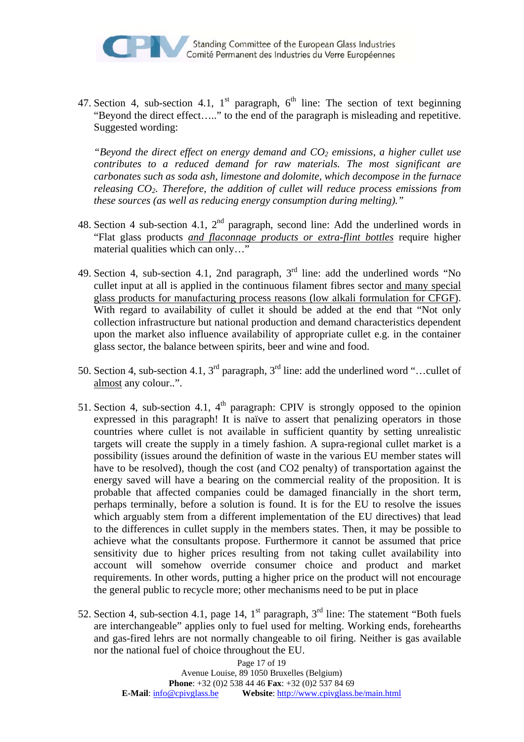47. Section 4, sub-section 4.1, 1st paragraph, 6th line: The section of text beginning "Beyond the direct effect….." to the end of the paragraph is misleading and repetitive. Suggested wording:

    *"Beyond the direct effect on energy demand and $CO_2$ emissions, a higher cullet use contributes to a reduced demand for raw materials. The most significant are carbonates such as soda ash, limestone and dolomite, which decompose in the furnace releasing $CO_2$. Therefore, the addition of cullet will reduce process emissions from these sources (as well as reducing energy consumption during melting)."*

48. Section 4 sub-section 4.1, 2nd paragraph, second line: Add the underlined words in "Flat glass products <u>and flaconnage products or extra-flint bottles</u> require higher material qualities which can only…"

49. Section 4, sub-section 4.1, 2nd paragraph, 3rd line: add the underlined words "No cullet input at all is applied in the continuous filament fibres sector <u>and many special glass products for manufacturing process reasons (low alkali formulation for CFGF)</u>. With regard to availability of cullet it should be added at the end that "Not only collection infrastructure but national production and demand characteristics dependent upon the market also influence availability of appropriate cullet e.g. in the container glass sector, the balance between spirits, beer and wine and food.

50. Section 4, sub-section 4.1, 3rd paragraph, 3rd line: add the underlined word "…cullet of <u>almost</u> any colour..".

51. Section 4, sub-section 4.1, 4th paragraph: CPIV is strongly opposed to the opinion expressed in this paragraph! It is naïve to assert that penalizing operators in those countries where cullet is not available in sufficient quantity by setting unrealistic targets will create the supply in a timely fashion. A supra-regional cullet market is a possibility (issues around the definition of waste in the various EU member states will have to be resolved), though the cost (and CO2 penalty) of transportation against the energy saved will have a bearing on the commercial reality of the proposition. It is probable that affected companies could be damaged financially in the short term, perhaps terminally, before a solution is found. It is for the EU to resolve the issues which arguably stem from a different implementation of the EU directives) that lead to the differences in cullet supply in the members states. Then, it may be possible to achieve what the consultants propose. Furthermore it cannot be assumed that price sensitivity due to higher prices resulting from not taking cullet availability into account will somehow override consumer choice and product and market requirements. In other words, putting a higher price on the product will not encourage the general public to recycle more; other mechanisms need to be put in place

52. Section 4, sub-section 4.1, page 14, 1st paragraph, 3rd line: The statement "Both fuels are interchangeable" applies only to fuel used for melting. Working ends, forehearths and gas-fired lehrs are not normally changeable to oil firing. Neither is gas available nor the national fuel of choice throughout the EU.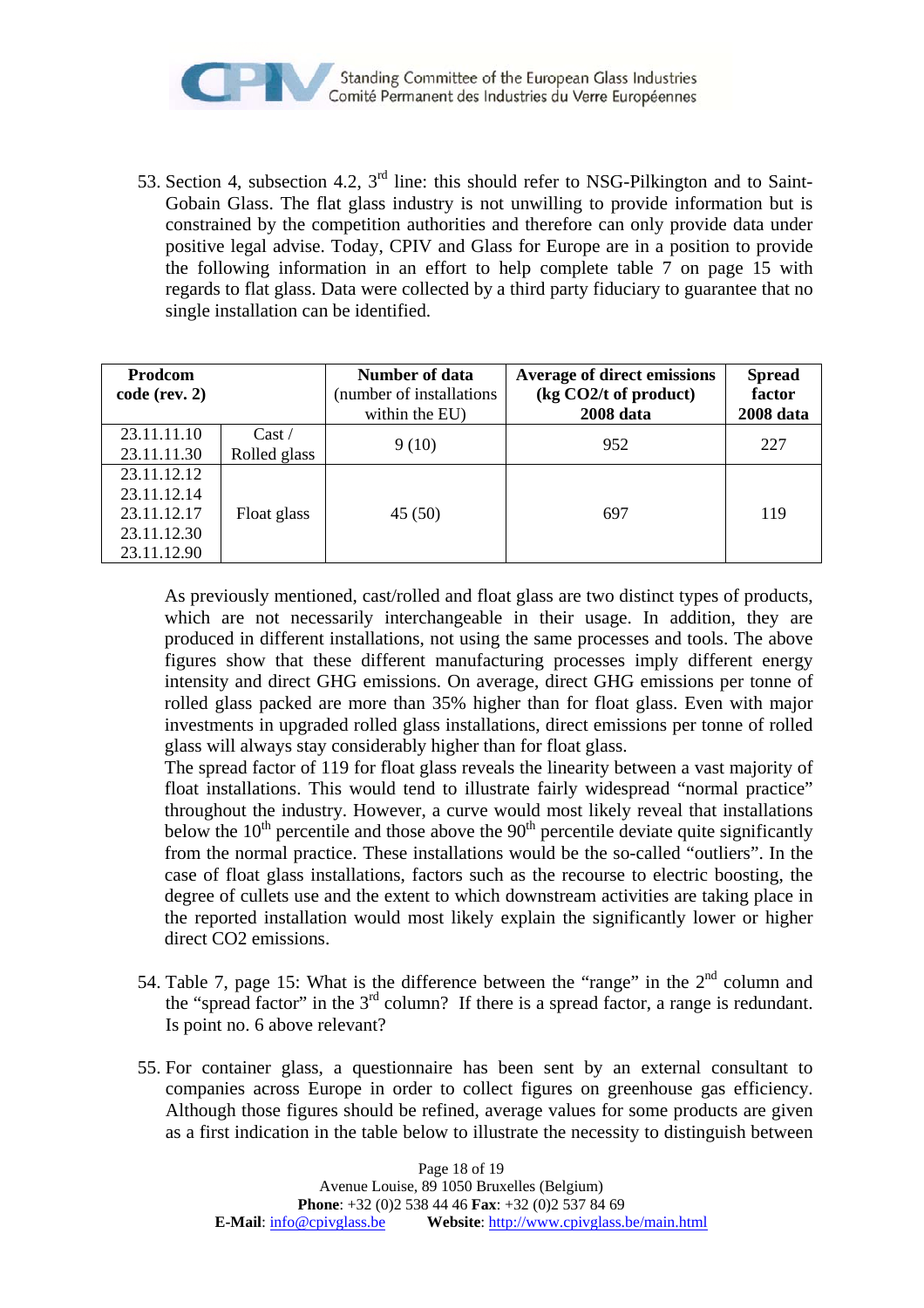53. Section 4, subsection 4.2, 3rd line: this should refer to NSG-Pilkington and to Saint-Gobain Glass. The flat glass industry is not unwilling to provide information but is constrained by the competition authorities and therefore can only provide data under positive legal advise. Today, CPIV and Glass for Europe are in a position to provide the following information in an effort to help complete table 7 on page 15 with regards to flat glass. Data were collected by a third party fiduciary to guarantee that no single installation can be identified.

| **Prodcom code (rev. 2)** | | **Number of data** (number of installations within the EU) | **Average of direct emissions (kg CO2/t of product) 2008 data** | **Spread factor 2008 data** |
|---|---|---|---|---|
| 23.11.11.10<br>23.11.11.30 | Cast / Rolled glass | 9 (10) | 952 | 227 |
| 23.11.12.12<br>23.11.12.14<br>23.11.12.17<br>23.11.12.30<br>23.11.12.90 | Float glass | 45 (50) | 697 | 119 |

As previously mentioned, cast/rolled and float glass are two distinct types of products, which are not necessarily interchangeable in their usage. In addition, they are produced in different installations, not using the same processes and tools. The above figures show that these different manufacturing processes imply different energy intensity and direct GHG emissions. On average, direct GHG emissions per tonne of rolled glass packed are more than 35% higher than for float glass. Even with major investments in upgraded rolled glass installations, direct emissions per tonne of rolled glass will always stay considerably higher than for float glass.

The spread factor of 119 for float glass reveals the linearity between a vast majority of float installations. This would tend to illustrate fairly widespread "normal practice" throughout the industry. However, a curve would most likely reveal that installations below the 10th percentile and those above the 90th percentile deviate quite significantly from the normal practice. These installations would be the so-called "outliers". In the case of float glass installations, factors such as the recourse to electric boosting, the degree of cullets use and the extent to which downstream activities are taking place in the reported installation would most likely explain the significantly lower or higher direct CO2 emissions.

54. Table 7, page 15: What is the difference between the "range" in the 2nd column and the "spread factor" in the 3rd column? If there is a spread factor, a range is redundant. Is point no. 6 above relevant?

55. For container glass, a questionnaire has been sent by an external consultant to companies across Europe in order to collect figures on greenhouse gas efficiency. Although those figures should be refined, average values for some products are given as a first indication in the table below to illustrate the necessity to distinguish between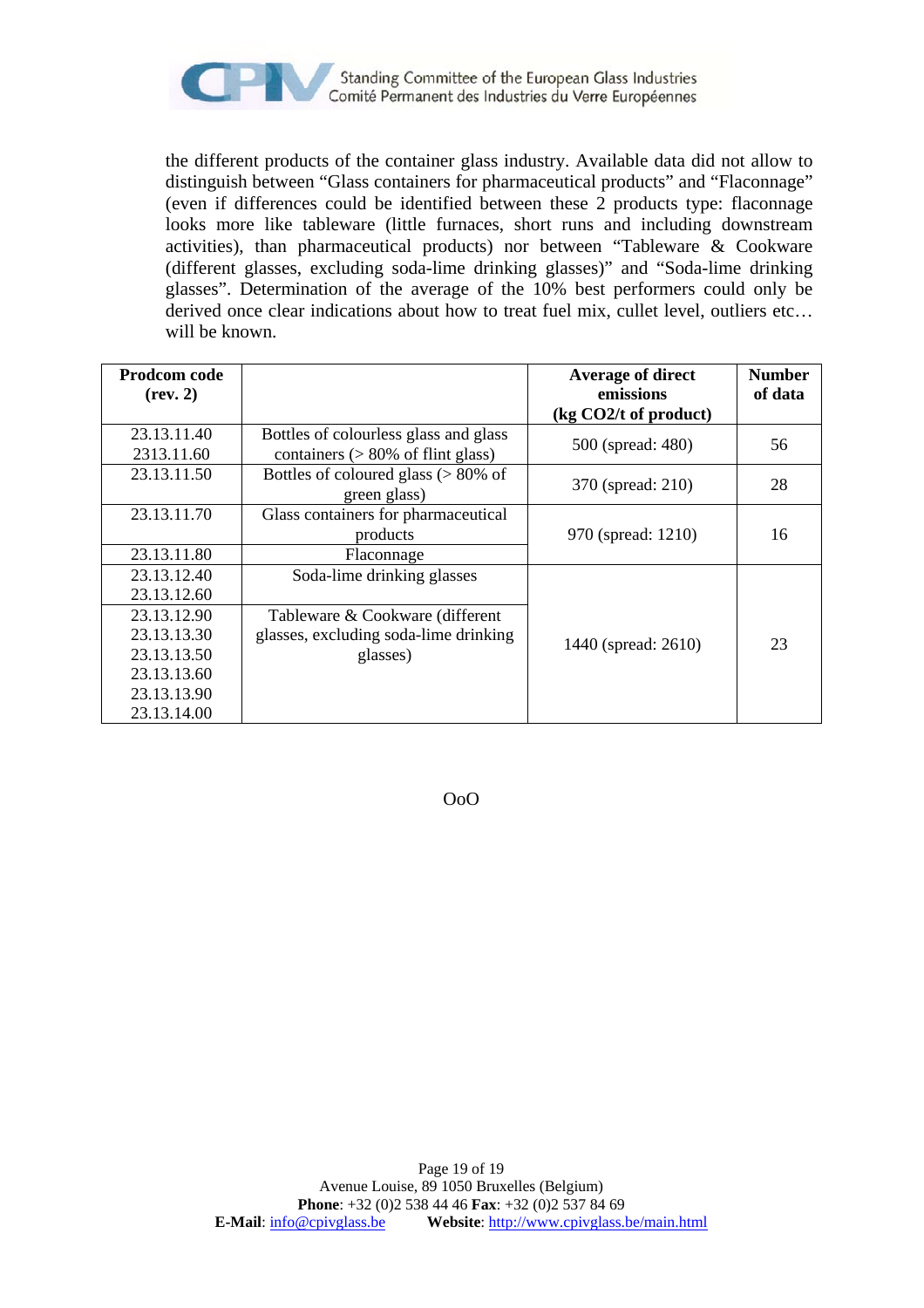the different products of the container glass industry. Available data did not allow to distinguish between "Glass containers for pharmaceutical products" and "Flaconnage" (even if differences could be identified between these 2 products type: flaconnage looks more like tableware (little furnaces, short runs and including downstream activities), than pharmaceutical products) nor between "Tableware & Cookware (different glasses, excluding soda-lime drinking glasses)" and "Soda-lime drinking glasses". Determination of the average of the 10% best performers could only be derived once clear indications about how to treat fuel mix, cullet level, outliers etc… will be known.

| **Prodcom code (rev. 2)** | | **Average of direct emissions (kg CO2/t of product)** | **Number of data** |
|---|---|---|---|
| 23.13.11.40<br>2313.11.60 | Bottles of colourless glass and glass containers (> 80% of flint glass) | 500 (spread: 480) | 56 |
| 23.13.11.50 | Bottles of coloured glass (> 80% of green glass) | 370 (spread: 210) | 28 |
| 23.13.11.70 | Glass containers for pharmaceutical products | 970 (spread: 1210) | 16 |
| 23.13.11.80 | Flaconnage | | |
| 23.13.12.40<br>23.13.12.60 | Soda-lime drinking glasses | 1440 (spread: 2610) | 23 |
| 23.13.12.90<br>23.13.13.30<br>23.13.13.50<br>23.13.13.60<br>23.13.13.90<br>23.13.14.00 | Tableware & Cookware (different glasses, excluding soda-lime drinking glasses) | | |

OoO